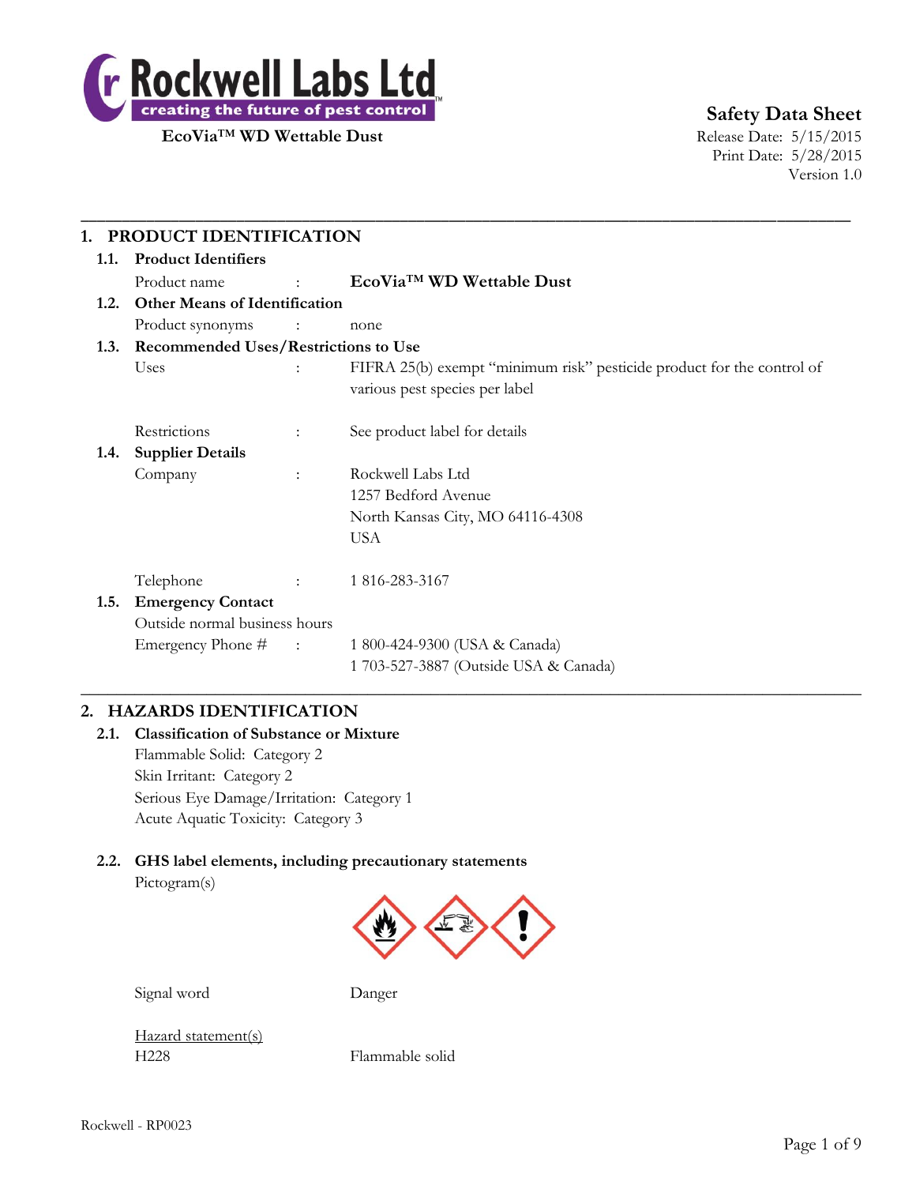**Rockwell Labs Ltd**
creating the future of pest control™

**EcoVia™ WD Wettable Dust**

**Safety Data Sheet**
Release Date: 5/15/2015
Print Date: 5/28/2015
Version 1.0

## 1. PRODUCT IDENTIFICATION

### 1.1. Product Identifiers

Product name : **EcoVia™ WD Wettable Dust**

### 1.2. Other Means of Identification

Product synonyms : none

### 1.3. Recommended Uses/Restrictions to Use

Uses : FIFRA 25(b) exempt "minimum risk" pesticide product for the control of various pest species per label

Restrictions : See product label for details

### 1.4. Supplier Details

Company : Rockwell Labs Ltd
1257 Bedford Avenue
North Kansas City, MO 64116-4308
USA

Telephone : 1 816-283-3167

### 1.5. Emergency Contact

Outside normal business hours

Emergency Phone # : 1 800-424-9300 (USA & Canada)
1 703-527-3887 (Outside USA & Canada)

## 2. HAZARDS IDENTIFICATION

### 2.1. Classification of Substance or Mixture

Flammable Solid: Category 2
Skin Irritant: Category 2
Serious Eye Damage/Irritation: Category 1
Acute Aquatic Toxicity: Category 3

### 2.2. GHS label elements, including precautionary statements

Pictogram(s)

Signal word Danger

Hazard statement(s)

H228 Flammable solid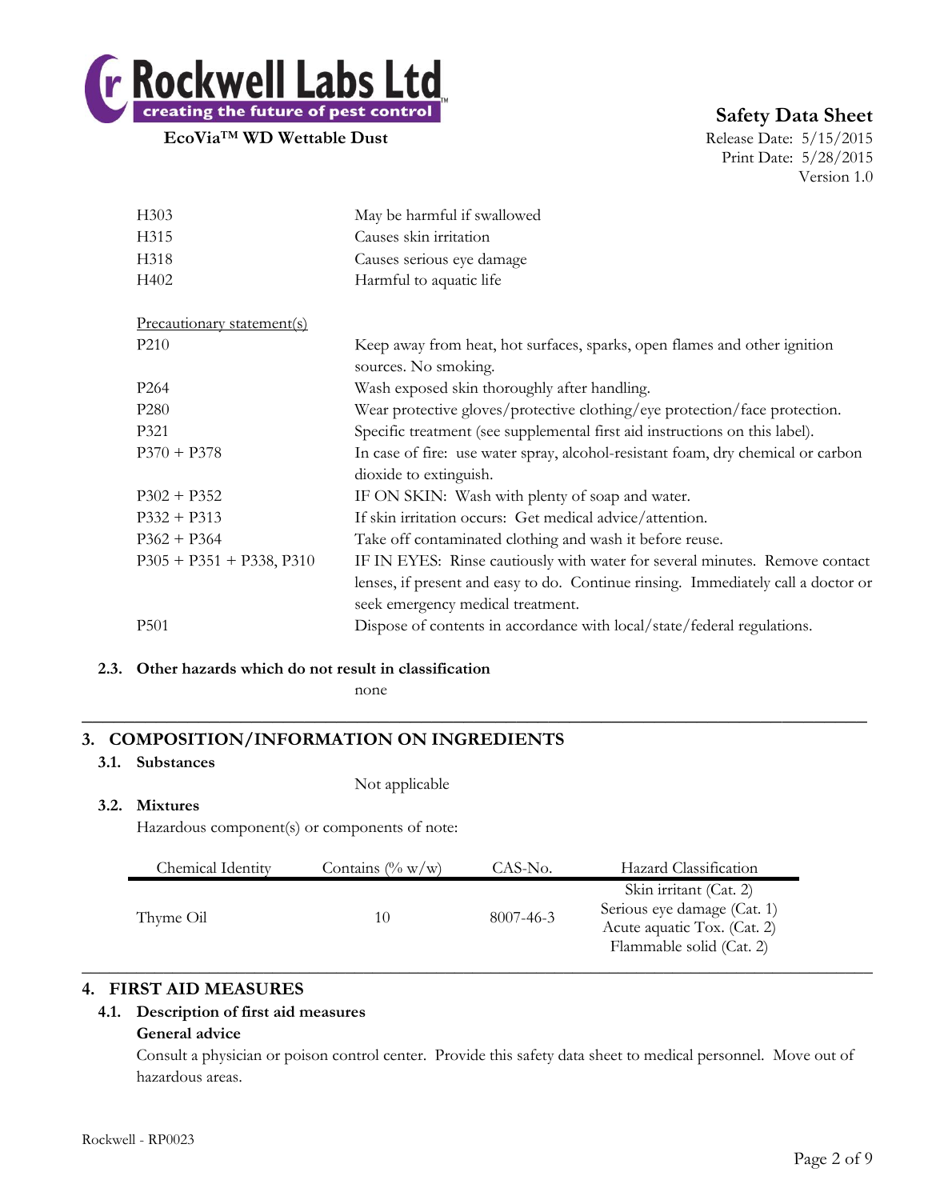| | |
|---|---|
| H303 | May be harmful if swallowed |
| H315 | Causes skin irritation |
| H318 | Causes serious eye damage |
| H402 | Harmful to aquatic life |

Precautionary statement(s)

| | |
|---|---|
| P210 | Keep away from heat, hot surfaces, sparks, open flames and other ignition sources. No smoking. |
| P264 | Wash exposed skin thoroughly after handling. |
| P280 | Wear protective gloves/protective clothing/eye protection/face protection. |
| P321 | Specific treatment (see supplemental first aid instructions on this label). |
| P370 + P378 | In case of fire: use water spray, alcohol-resistant foam, dry chemical or carbon dioxide to extinguish. |
| P302 + P352 | IF ON SKIN: Wash with plenty of soap and water. |
| P332 + P313 | If skin irritation occurs: Get medical advice/attention. |
| P362 + P364 | Take off contaminated clothing and wash it before reuse. |
| P305 + P351 + P338, P310 | IF IN EYES: Rinse cautiously with water for several minutes. Remove contact lenses, if present and easy to do. Continue rinsing. Immediately call a doctor or seek emergency medical treatment. |
| P501 | Dispose of contents in accordance with local/state/federal regulations. |

### 2.3. Other hazards which do not result in classification

none

## 3. COMPOSITION/INFORMATION ON INGREDIENTS

### 3.1. Substances

Not applicable

### 3.2. Mixtures

Hazardous component(s) or components of note:

| Chemical Identity | Contains (% w/w) | CAS-No. | Hazard Classification |
|---|---|---|---|
| Thyme Oil | 10 | 8007-46-3 | Skin irritant (Cat. 2)<br>Serious eye damage (Cat. 1)<br>Acute aquatic Tox. (Cat. 2)<br>Flammable solid (Cat. 2) |

## 4. FIRST AID MEASURES

### 4.1. Description of first aid measures

**General advice**

Consult a physician or poison control center. Provide this safety data sheet to medical personnel. Move out of hazardous areas.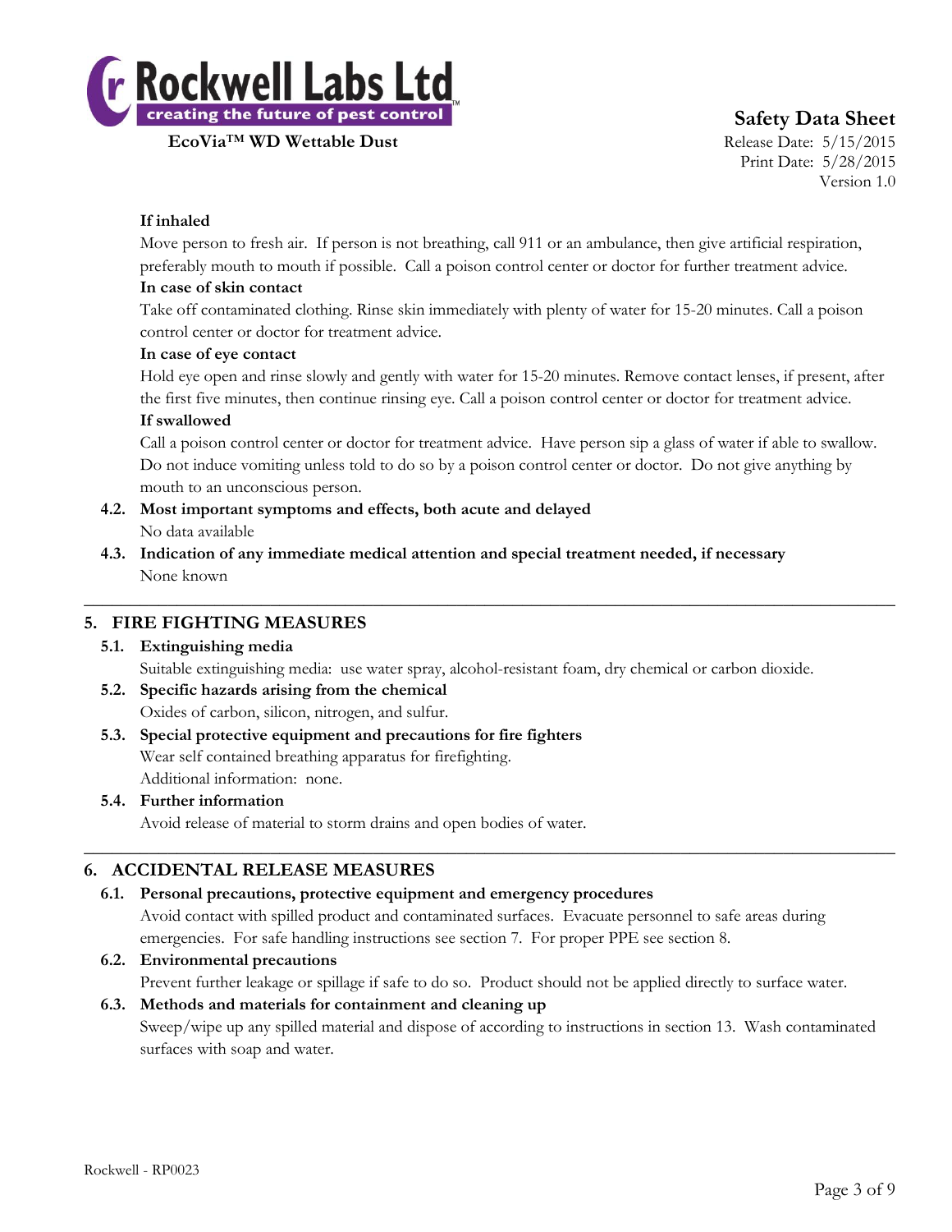**If inhaled**

Move person to fresh air. If person is not breathing, call 911 or an ambulance, then give artificial respiration, preferably mouth to mouth if possible. Call a poison control center or doctor for further treatment advice.

**In case of skin contact**

Take off contaminated clothing. Rinse skin immediately with plenty of water for 15-20 minutes. Call a poison control center or doctor for treatment advice.

**In case of eye contact**

Hold eye open and rinse slowly and gently with water for 15-20 minutes. Remove contact lenses, if present, after the first five minutes, then continue rinsing eye. Call a poison control center or doctor for treatment advice.

**If swallowed**

Call a poison control center or doctor for treatment advice. Have person sip a glass of water if able to swallow. Do not induce vomiting unless told to do so by a poison control center or doctor. Do not give anything by mouth to an unconscious person.

### 4.2. Most important symptoms and effects, both acute and delayed

No data available

### 4.3. Indication of any immediate medical attention and special treatment needed, if necessary

None known

## 5. FIRE FIGHTING MEASURES

### 5.1. Extinguishing media

Suitable extinguishing media: use water spray, alcohol-resistant foam, dry chemical or carbon dioxide.

### 5.2. Specific hazards arising from the chemical

Oxides of carbon, silicon, nitrogen, and sulfur.

### 5.3. Special protective equipment and precautions for fire fighters

Wear self contained breathing apparatus for firefighting.

Additional information: none.

### 5.4. Further information

Avoid release of material to storm drains and open bodies of water.

## 6. ACCIDENTAL RELEASE MEASURES

### 6.1. Personal precautions, protective equipment and emergency procedures

Avoid contact with spilled product and contaminated surfaces. Evacuate personnel to safe areas during emergencies. For safe handling instructions see section 7. For proper PPE see section 8.

### 6.2. Environmental precautions

Prevent further leakage or spillage if safe to do so. Product should not be applied directly to surface water.

### 6.3. Methods and materials for containment and cleaning up

Sweep/wipe up any spilled material and dispose of according to instructions in section 13. Wash contaminated surfaces with soap and water.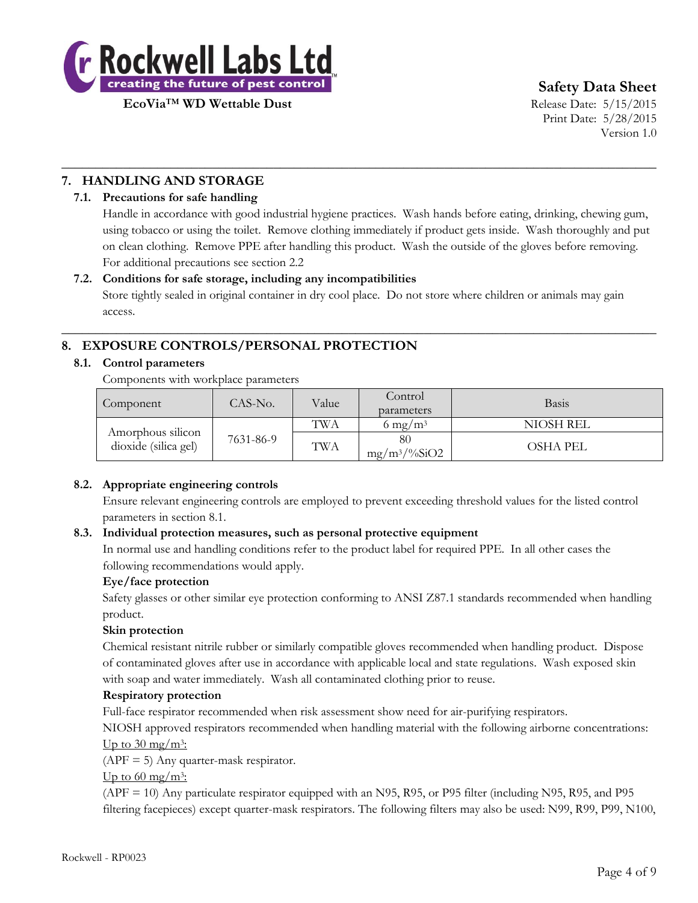## 7. HANDLING AND STORAGE

### 7.1. Precautions for safe handling

Handle in accordance with good industrial hygiene practices. Wash hands before eating, drinking, chewing gum, using tobacco or using the toilet. Remove clothing immediately if product gets inside. Wash thoroughly and put on clean clothing. Remove PPE after handling this product. Wash the outside of the gloves before removing. For additional precautions see section 2.2

### 7.2. Conditions for safe storage, including any incompatibilities

Store tightly sealed in original container in dry cool place. Do not store where children or animals may gain access.

## 8. EXPOSURE CONTROLS/PERSONAL PROTECTION

### 8.1. Control parameters

Components with workplace parameters

| Component | CAS-No. | Value | Control parameters | Basis |
|---|---|---|---|---|
| Amorphous silicon dioxide (silica gel) | 7631-86-9 | TWA | 6 mg/m³ | NIOSH REL |
| | | TWA | 80 mg/m³/%SiO2 | OSHA PEL |

### 8.2. Appropriate engineering controls

Ensure relevant engineering controls are employed to prevent exceeding threshold values for the listed control parameters in section 8.1.

### 8.3. Individual protection measures, such as personal protective equipment

In normal use and handling conditions refer to the product label for required PPE. In all other cases the following recommendations would apply.

**Eye/face protection**

Safety glasses or other similar eye protection conforming to ANSI Z87.1 standards recommended when handling product.

**Skin protection**

Chemical resistant nitrile rubber or similarly compatible gloves recommended when handling product. Dispose of contaminated gloves after use in accordance with applicable local and state regulations. Wash exposed skin with soap and water immediately. Wash all contaminated clothing prior to reuse.

**Respiratory protection**

Full-face respirator recommended when risk assessment show need for air-purifying respirators.

NIOSH approved respirators recommended when handling material with the following airborne concentrations:

Up to 30 mg/m³:

(APF = 5) Any quarter-mask respirator.

Up to 60 mg/m³:

(APF = 10) Any particulate respirator equipped with an N95, R95, or P95 filter (including N95, R95, and P95 filtering facepieces) except quarter-mask respirators. The following filters may also be used: N99, R99, P99, N100,

Rockwell - RP0023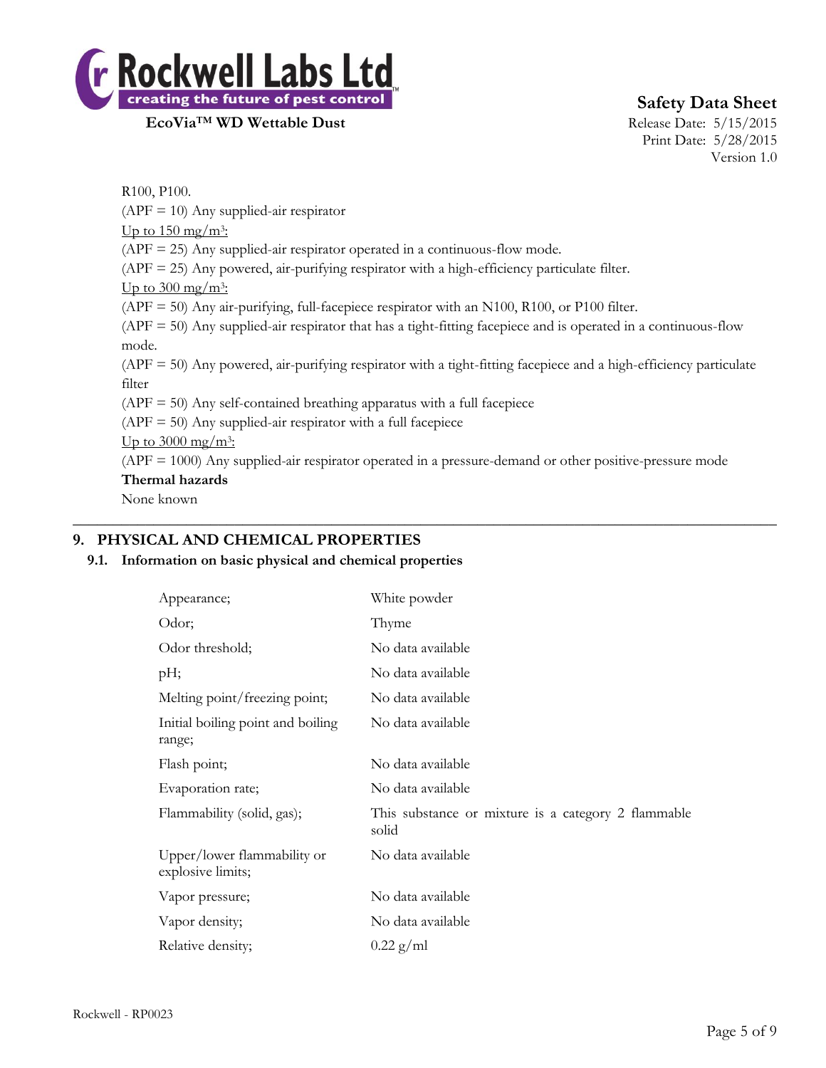R100, P100.

(APF = 10) Any supplied-air respirator

<u>Up to 150 mg/m$^3$:</u>

(APF = 25) Any supplied-air respirator operated in a continuous-flow mode.

(APF = 25) Any powered, air-purifying respirator with a high-efficiency particulate filter.

<u>Up to 300 mg/m$^3$:</u>

(APF = 50) Any air-purifying, full-facepiece respirator with an N100, R100, or P100 filter.

(APF = 50) Any supplied-air respirator that has a tight-fitting facepiece and is operated in a continuous-flow mode.

(APF = 50) Any powered, air-purifying respirator with a tight-fitting facepiece and a high-efficiency particulate filter

(APF = 50) Any self-contained breathing apparatus with a full facepiece

(APF = 50) Any supplied-air respirator with a full facepiece

<u>Up to 3000 mg/m$^3$:</u>

(APF = 1000) Any supplied-air respirator operated in a pressure-demand or other positive-pressure mode

**Thermal hazards**

None known

---

## 9. PHYSICAL AND CHEMICAL PROPERTIES

### 9.1. Information on basic physical and chemical properties

| | |
|---|---|
| Appearance; | White powder |
| Odor; | Thyme |
| Odor threshold; | No data available |
| pH; | No data available |
| Melting point/freezing point; | No data available |
| Initial boiling point and boiling range; | No data available |
| Flash point; | No data available |
| Evaporation rate; | No data available |
| Flammability (solid, gas); | This substance or mixture is a category 2 flammable solid |
| Upper/lower flammability or explosive limits; | No data available |
| Vapor pressure; | No data available |
| Vapor density; | No data available |
| Relative density; | 0.22 g/ml |

Rockwell - RP0023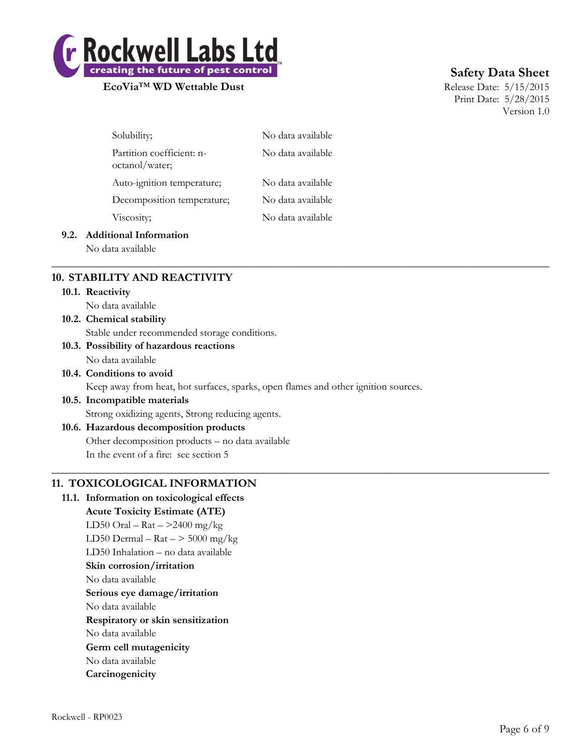| | |
|---|---|
| Solubility; | No data available |
| Partition coefficient: n-octanol/water; | No data available |
| Auto-ignition temperature; | No data available |
| Decomposition temperature; | No data available |
| Viscosity; | No data available |

### 9.2. Additional Information

No data available

## 10. STABILITY AND REACTIVITY

### 10.1. Reactivity

No data available

### 10.2. Chemical stability

Stable under recommended storage conditions.

### 10.3. Possibility of hazardous reactions

No data available

### 10.4. Conditions to avoid

Keep away from heat, hot surfaces, sparks, open flames and other ignition sources.

### 10.5. Incompatible materials

Strong oxidizing agents, Strong reducing agents.

### 10.6. Hazardous decomposition products

Other decomposition products – no data available

In the event of a fire: see section 5

## 11. TOXICOLOGICAL INFORMATION

### 11.1. Information on toxicological effects

**Acute Toxicity Estimate (ATE)**

LD50 Oral – Rat – >2400 mg/kg

LD50 Dermal – Rat – > 5000 mg/kg

LD50 Inhalation – no data available

**Skin corrosion/irritation**

No data available

**Serious eye damage/irritation**

No data available

**Respiratory or skin sensitization**

No data available

**Germ cell mutagenicity**

No data available

**Carcinogenicity**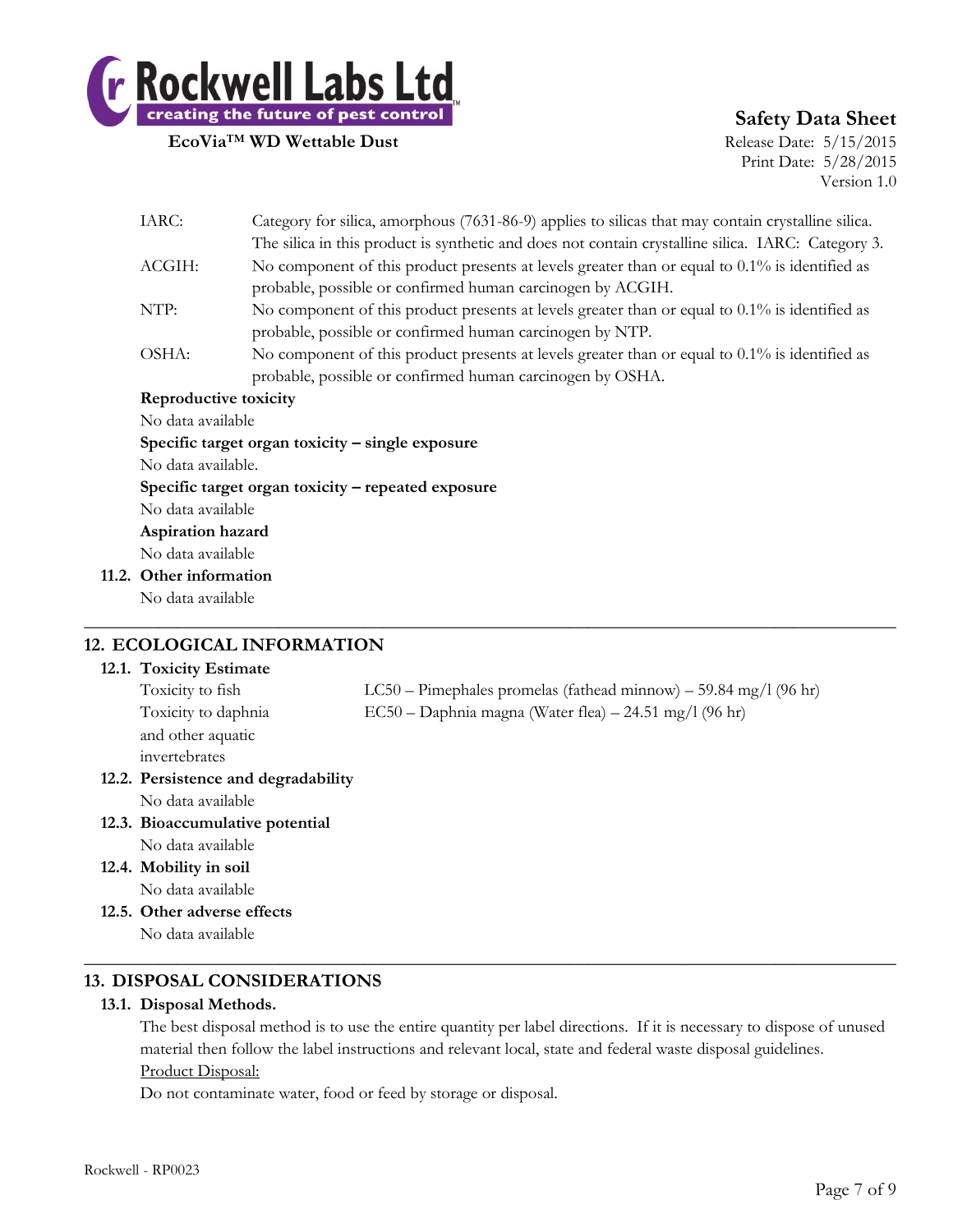| | |
|---|---|
| IARC: | Category for silica, amorphous (7631-86-9) applies to silicas that may contain crystalline silica. The silica in this product is synthetic and does not contain crystalline silica. IARC: Category 3. |
| ACGIH: | No component of this product presents at levels greater than or equal to 0.1% is identified as probable, possible or confirmed human carcinogen by ACGIH. |
| NTP: | No component of this product presents at levels greater than or equal to 0.1% is identified as probable, possible or confirmed human carcinogen by NTP. |
| OSHA: | No component of this product presents at levels greater than or equal to 0.1% is identified as probable, possible or confirmed human carcinogen by OSHA. |

**Reproductive toxicity**

No data available

**Specific target organ toxicity – single exposure**

No data available.

**Specific target organ toxicity – repeated exposure**

No data available

**Aspiration hazard**

No data available

### 11.2. Other information

No data available

## 12. ECOLOGICAL INFORMATION

### 12.1. Toxicity Estimate

| | |
|---|---|
| Toxicity to fish | LC50 – Pimephales promelas (fathead minnow) – 59.84 mg/l (96 hr) |
| Toxicity to daphnia and other aquatic invertebrates | EC50 – Daphnia magna (Water flea) – 24.51 mg/l (96 hr) |

### 12.2. Persistence and degradability

No data available

### 12.3. Bioaccumulative potential

No data available

### 12.4. Mobility in soil

No data available

### 12.5. Other adverse effects

No data available

## 13. DISPOSAL CONSIDERATIONS

### 13.1. Disposal Methods.

The best disposal method is to use the entire quantity per label directions. If it is necessary to dispose of unused material then follow the label instructions and relevant local, state and federal waste disposal guidelines.

Product Disposal:

Do not contaminate water, food or feed by storage or disposal.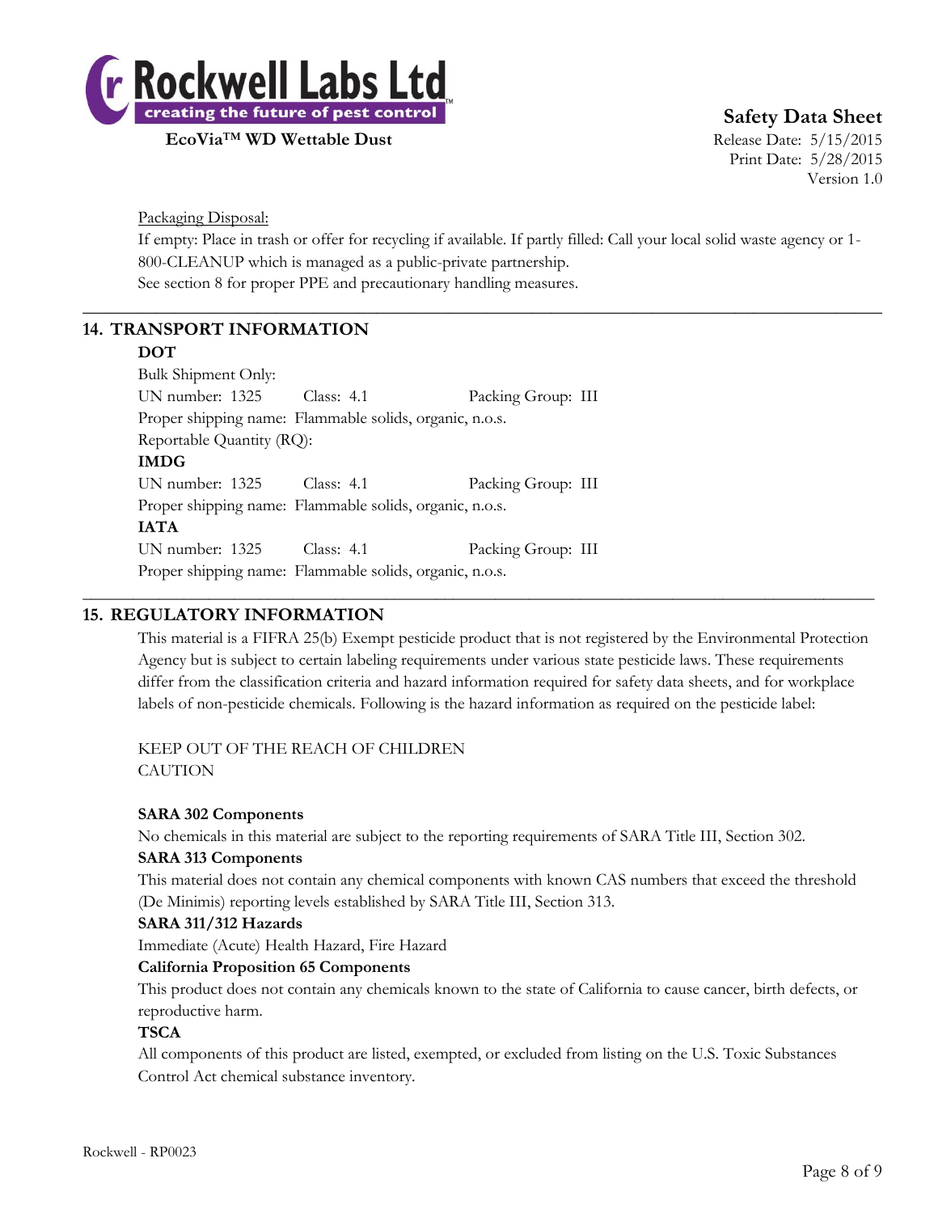Packaging Disposal:

If empty: Place in trash or offer for recycling if available. If partly filled: Call your local solid waste agency or 1-800-CLEANUP which is managed as a public-private partnership.

See section 8 for proper PPE and precautionary handling measures.

## 14. TRANSPORT INFORMATION

**DOT**

Bulk Shipment Only:

UN number: 1325 Class: 4.1 Packing Group: III

Proper shipping name: Flammable solids, organic, n.o.s.

Reportable Quantity (RQ):

**IMDG**

UN number: 1325 Class: 4.1 Packing Group: III

Proper shipping name: Flammable solids, organic, n.o.s.

**IATA**

UN number: 1325 Class: 4.1 Packing Group: III

Proper shipping name: Flammable solids, organic, n.o.s.

## 15. REGULATORY INFORMATION

This material is a FIFRA 25(b) Exempt pesticide product that is not registered by the Environmental Protection Agency but is subject to certain labeling requirements under various state pesticide laws. These requirements differ from the classification criteria and hazard information required for safety data sheets, and for workplace labels of non-pesticide chemicals. Following is the hazard information as required on the pesticide label:

KEEP OUT OF THE REACH OF CHILDREN
CAUTION

**SARA 302 Components**

No chemicals in this material are subject to the reporting requirements of SARA Title III, Section 302.

**SARA 313 Components**

This material does not contain any chemical components with known CAS numbers that exceed the threshold (De Minimis) reporting levels established by SARA Title III, Section 313.

**SARA 311/312 Hazards**

Immediate (Acute) Health Hazard, Fire Hazard

**California Proposition 65 Components**

This product does not contain any chemicals known to the state of California to cause cancer, birth defects, or reproductive harm.

**TSCA**

All components of this product are listed, exempted, or excluded from listing on the U.S. Toxic Substances Control Act chemical substance inventory.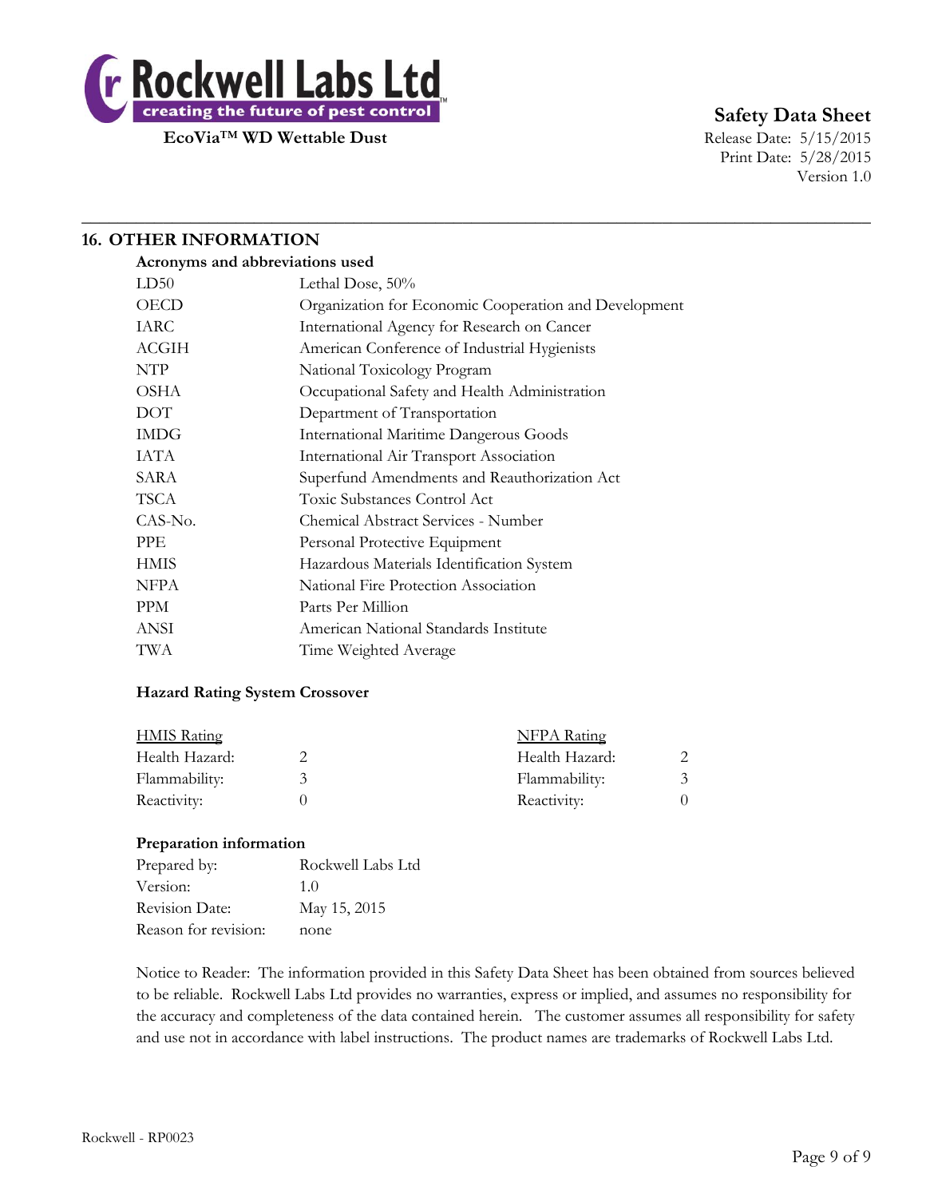## 16. OTHER INFORMATION

### Acronyms and abbreviations used

| | |
|---|---|
| LD50 | Lethal Dose, 50% |
| OECD | Organization for Economic Cooperation and Development |
| IARC | International Agency for Research on Cancer |
| ACGIH | American Conference of Industrial Hygienists |
| NTP | National Toxicology Program |
| OSHA | Occupational Safety and Health Administration |
| DOT | Department of Transportation |
| IMDG | International Maritime Dangerous Goods |
| IATA | International Air Transport Association |
| SARA | Superfund Amendments and Reauthorization Act |
| TSCA | Toxic Substances Control Act |
| CAS-No. | Chemical Abstract Services - Number |
| PPE | Personal Protective Equipment |
| HMIS | Hazardous Materials Identification System |
| NFPA | National Fire Protection Association |
| PPM | Parts Per Million |
| ANSI | American National Standards Institute |
| TWA | Time Weighted Average |

### Hazard Rating System Crossover

| HMIS Rating | | NFPA Rating | |
|---|---|---|---|
| Health Hazard: | 2 | Health Hazard: | 2 |
| Flammability: | 3 | Flammability: | 3 |
| Reactivity: | 0 | Reactivity: | 0 |

### Preparation information

| | |
|---|---|
| Prepared by: | Rockwell Labs Ltd |
| Version: | 1.0 |
| Revision Date: | May 15, 2015 |
| Reason for revision: | none |

Notice to Reader: The information provided in this Safety Data Sheet has been obtained from sources believed to be reliable. Rockwell Labs Ltd provides no warranties, express or implied, and assumes no responsibility for the accuracy and completeness of the data contained herein. The customer assumes all responsibility for safety and use not in accordance with label instructions. The product names are trademarks of Rockwell Labs Ltd.